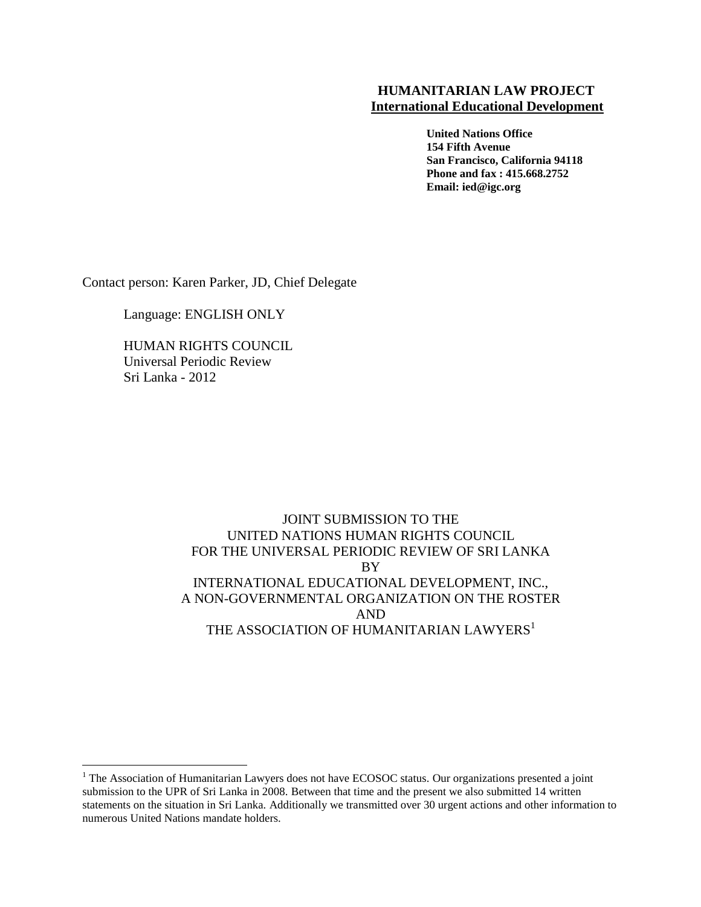**HUMANITARIAN LAW PROJECT**
**International Educational Development**

**United Nations Office**
**154 Fifth Avenue**
**San Francisco, California 94118**
**Phone and fax : 415.668.2752**
**Email: ied@igc.org**

Contact person: Karen Parker, JD, Chief Delegate

Language: ENGLISH ONLY

HUMAN RIGHTS COUNCIL
Universal Periodic Review
Sri Lanka - 2012

JOINT SUBMISSION TO THE
UNITED NATIONS HUMAN RIGHTS COUNCIL
FOR THE UNIVERSAL PERIODIC REVIEW OF SRI LANKA
BY
INTERNATIONAL EDUCATIONAL DEVELOPMENT, INC.,
A NON-GOVERNMENTAL ORGANIZATION ON THE ROSTER
AND
THE ASSOCIATION OF HUMANITARIAN LAWYERS[1]

---

[1] The Association of Humanitarian Lawyers does not have ECOSOC status. Our organizations presented a joint submission to the UPR of Sri Lanka in 2008. Between that time and the present we also submitted 14 written statements on the situation in Sri Lanka. Additionally we transmitted over 30 urgent actions and other information to numerous United Nations mandate holders.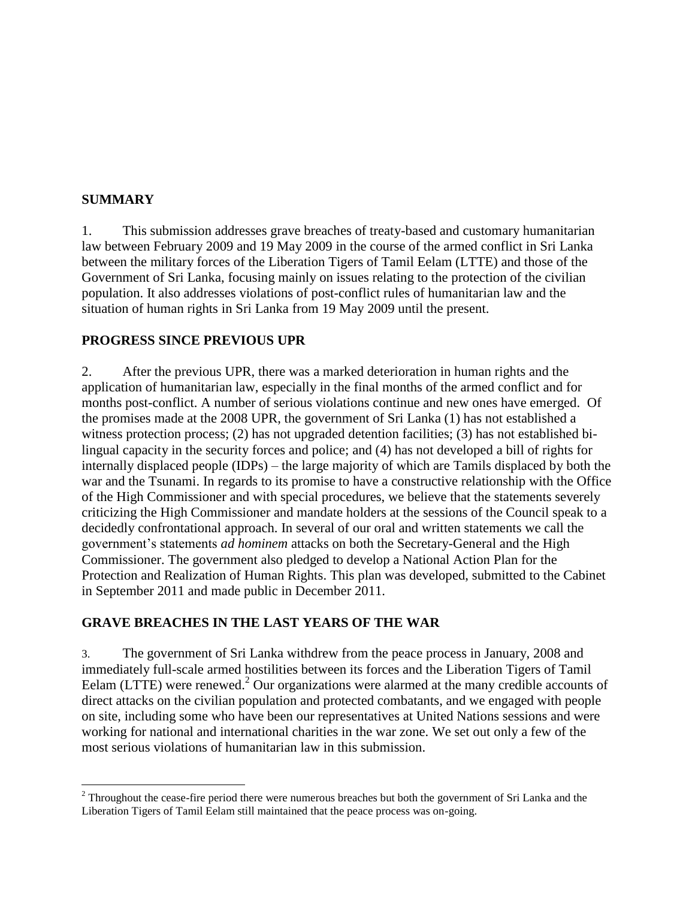## SUMMARY

1. This submission addresses grave breaches of treaty-based and customary humanitarian law between February 2009 and 19 May 2009 in the course of the armed conflict in Sri Lanka between the military forces of the Liberation Tigers of Tamil Eelam (LTTE) and those of the Government of Sri Lanka, focusing mainly on issues relating to the protection of the civilian population. It also addresses violations of post-conflict rules of humanitarian law and the situation of human rights in Sri Lanka from 19 May 2009 until the present.

## PROGRESS SINCE PREVIOUS UPR

2. After the previous UPR, there was a marked deterioration in human rights and the application of humanitarian law, especially in the final months of the armed conflict and for months post-conflict. A number of serious violations continue and new ones have emerged. Of the promises made at the 2008 UPR, the government of Sri Lanka (1) has not established a witness protection process; (2) has not upgraded detention facilities; (3) has not established bi-lingual capacity in the security forces and police; and (4) has not developed a bill of rights for internally displaced people (IDPs) – the large majority of which are Tamils displaced by both the war and the Tsunami. In regards to its promise to have a constructive relationship with the Office of the High Commissioner and with special procedures, we believe that the statements severely criticizing the High Commissioner and mandate holders at the sessions of the Council speak to a decidedly confrontational approach. In several of our oral and written statements we call the government's statements *ad hominem* attacks on both the Secretary-General and the High Commissioner. The government also pledged to develop a National Action Plan for the Protection and Realization of Human Rights. This plan was developed, submitted to the Cabinet in September 2011 and made public in December 2011.

## GRAVE BREACHES IN THE LAST YEARS OF THE WAR

3. The government of Sri Lanka withdrew from the peace process in January, 2008 and immediately full-scale armed hostilities between its forces and the Liberation Tigers of Tamil Eelam (LTTE) were renewed.[2] Our organizations were alarmed at the many credible accounts of direct attacks on the civilian population and protected combatants, and we engaged with people on site, including some who have been our representatives at United Nations sessions and were working for national and international charities in the war zone. We set out only a few of the most serious violations of humanitarian law in this submission.

---

[2] Throughout the cease-fire period there were numerous breaches but both the government of Sri Lanka and the Liberation Tigers of Tamil Eelam still maintained that the peace process was on-going.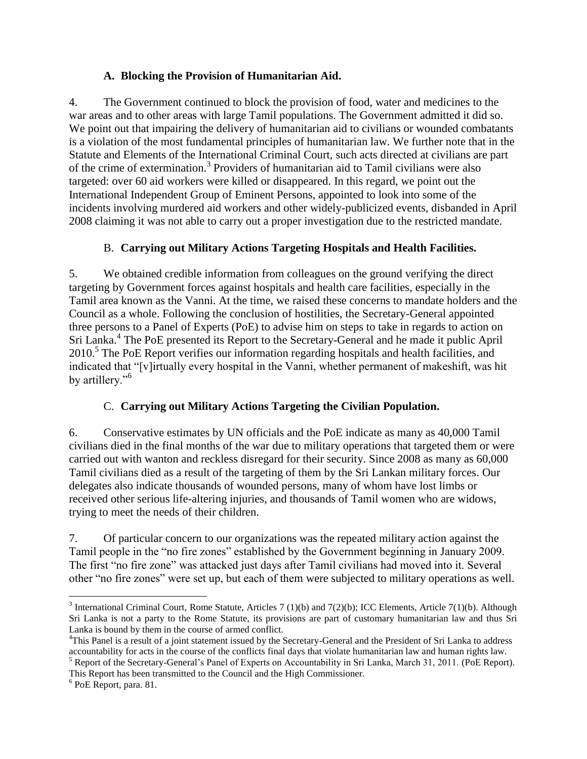### A. Blocking the Provision of Humanitarian Aid.

4. The Government continued to block the provision of food, water and medicines to the war areas and to other areas with large Tamil populations. The Government admitted it did so. We point out that impairing the delivery of humanitarian aid to civilians or wounded combatants is a violation of the most fundamental principles of humanitarian law. We further note that in the Statute and Elements of the International Criminal Court, such acts directed at civilians are part of the crime of extermination.[3] Providers of humanitarian aid to Tamil civilians were also targeted: over 60 aid workers were killed or disappeared. In this regard, we point out the International Independent Group of Eminent Persons, appointed to look into some of the incidents involving murdered aid workers and other widely-publicized events, disbanded in April 2008 claiming it was not able to carry out a proper investigation due to the restricted mandate.

### B. Carrying out Military Actions Targeting Hospitals and Health Facilities.

5. We obtained credible information from colleagues on the ground verifying the direct targeting by Government forces against hospitals and health care facilities, especially in the Tamil area known as the Vanni. At the time, we raised these concerns to mandate holders and the Council as a whole. Following the conclusion of hostilities, the Secretary-General appointed three persons to a Panel of Experts (PoE) to advise him on steps to take in regards to action on Sri Lanka.[4] The PoE presented its Report to the Secretary-General and he made it public April 2010.[5] The PoE Report verifies our information regarding hospitals and health facilities, and indicated that "[v]irtually every hospital in the Vanni, whether permanent of makeshift, was hit by artillery."[6]

### C. Carrying out Military Actions Targeting the Civilian Population.

6. Conservative estimates by UN officials and the PoE indicate as many as 40,000 Tamil civilians died in the final months of the war due to military operations that targeted them or were carried out with wanton and reckless disregard for their security. Since 2008 as many as 60,000 Tamil civilians died as a result of the targeting of them by the Sri Lankan military forces. Our delegates also indicate thousands of wounded persons, many of whom have lost limbs or received other serious life-altering injuries, and thousands of Tamil women who are widows, trying to meet the needs of their children.

7. Of particular concern to our organizations was the repeated military action against the Tamil people in the "no fire zones" established by the Government beginning in January 2009. The first "no fire zone" was attacked just days after Tamil civilians had moved into it. Several other "no fire zones" were set up, but each of them were subjected to military operations as well.

---

[3] International Criminal Court, Rome Statute, Articles 7 (1)(b) and 7(2)(b); ICC Elements, Article 7(1)(b). Although Sri Lanka is not a party to the Rome Statute, its provisions are part of customary humanitarian law and thus Sri Lanka is bound by them in the course of armed conflict.

[4] This Panel is a result of a joint statement issued by the Secretary-General and the President of Sri Lanka to address accountability for acts in the course of the conflicts final days that violate humanitarian law and human rights law.

[5] Report of the Secretary-General's Panel of Experts on Accountability in Sri Lanka, March 31, 2011. (PoE Report). This Report has been transmitted to the Council and the High Commissioner.

[6] PoE Report, para. 81.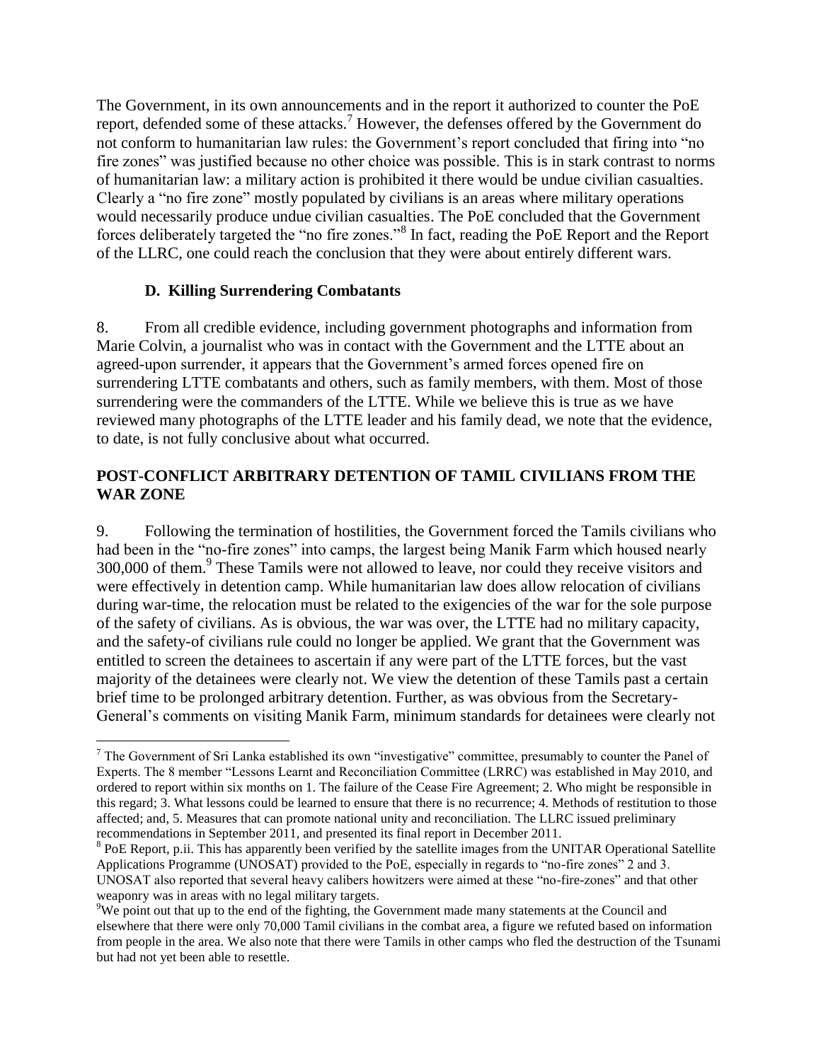The Government, in its own announcements and in the report it authorized to counter the PoE report, defended some of these attacks.[7] However, the defenses offered by the Government do not conform to humanitarian law rules: the Government's report concluded that firing into "no fire zones" was justified because no other choice was possible. This is in stark contrast to norms of humanitarian law: a military action is prohibited it there would be undue civilian casualties. Clearly a "no fire zone" mostly populated by civilians is an areas where military operations would necessarily produce undue civilian casualties. The PoE concluded that the Government forces deliberately targeted the "no fire zones."[8] In fact, reading the PoE Report and the Report of the LLRC, one could reach the conclusion that they were about entirely different wars.

### D. Killing Surrendering Combatants

8. From all credible evidence, including government photographs and information from Marie Colvin, a journalist who was in contact with the Government and the LTTE about an agreed-upon surrender, it appears that the Government's armed forces opened fire on surrendering LTTE combatants and others, such as family members, with them. Most of those surrendering were the commanders of the LTTE. While we believe this is true as we have reviewed many photographs of the LTTE leader and his family dead, we note that the evidence, to date, is not fully conclusive about what occurred.

## POST-CONFLICT ARBITRARY DETENTION OF TAMIL CIVILIANS FROM THE WAR ZONE

9. Following the termination of hostilities, the Government forced the Tamils civilians who had been in the "no-fire zones" into camps, the largest being Manik Farm which housed nearly 300,000 of them.[9] These Tamils were not allowed to leave, nor could they receive visitors and were effectively in detention camp. While humanitarian law does allow relocation of civilians during war-time, the relocation must be related to the exigencies of the war for the sole purpose of the safety of civilians. As is obvious, the war was over, the LTTE had no military capacity, and the safety-of civilians rule could no longer be applied. We grant that the Government was entitled to screen the detainees to ascertain if any were part of the LTTE forces, but the vast majority of the detainees were clearly not. We view the detention of these Tamils past a certain brief time to be prolonged arbitrary detention. Further, as was obvious from the Secretary-General's comments on visiting Manik Farm, minimum standards for detainees were clearly not

---

[7] The Government of Sri Lanka established its own "investigative" committee, presumably to counter the Panel of Experts. The 8 member "Lessons Learnt and Reconciliation Committee (LRRC) was established in May 2010, and ordered to report within six months on 1. The failure of the Cease Fire Agreement; 2. Who might be responsible in this regard; 3. What lessons could be learned to ensure that there is no recurrence; 4. Methods of restitution to those affected; and, 5. Measures that can promote national unity and reconciliation. The LLRC issued preliminary recommendations in September 2011, and presented its final report in December 2011.

[8] PoE Report, p.ii. This has apparently been verified by the satellite images from the UNITAR Operational Satellite Applications Programme (UNOSAT) provided to the PoE, especially in regards to "no-fire zones" 2 and 3. UNOSAT also reported that several heavy calibers howitzers were aimed at these "no-fire-zones" and that other weaponry was in areas with no legal military targets.

[9] We point out that up to the end of the fighting, the Government made many statements at the Council and elsewhere that there were only 70,000 Tamil civilians in the combat area, a figure we refuted based on information from people in the area. We also note that there were Tamils in other camps who fled the destruction of the Tsunami but had not yet been able to resettle.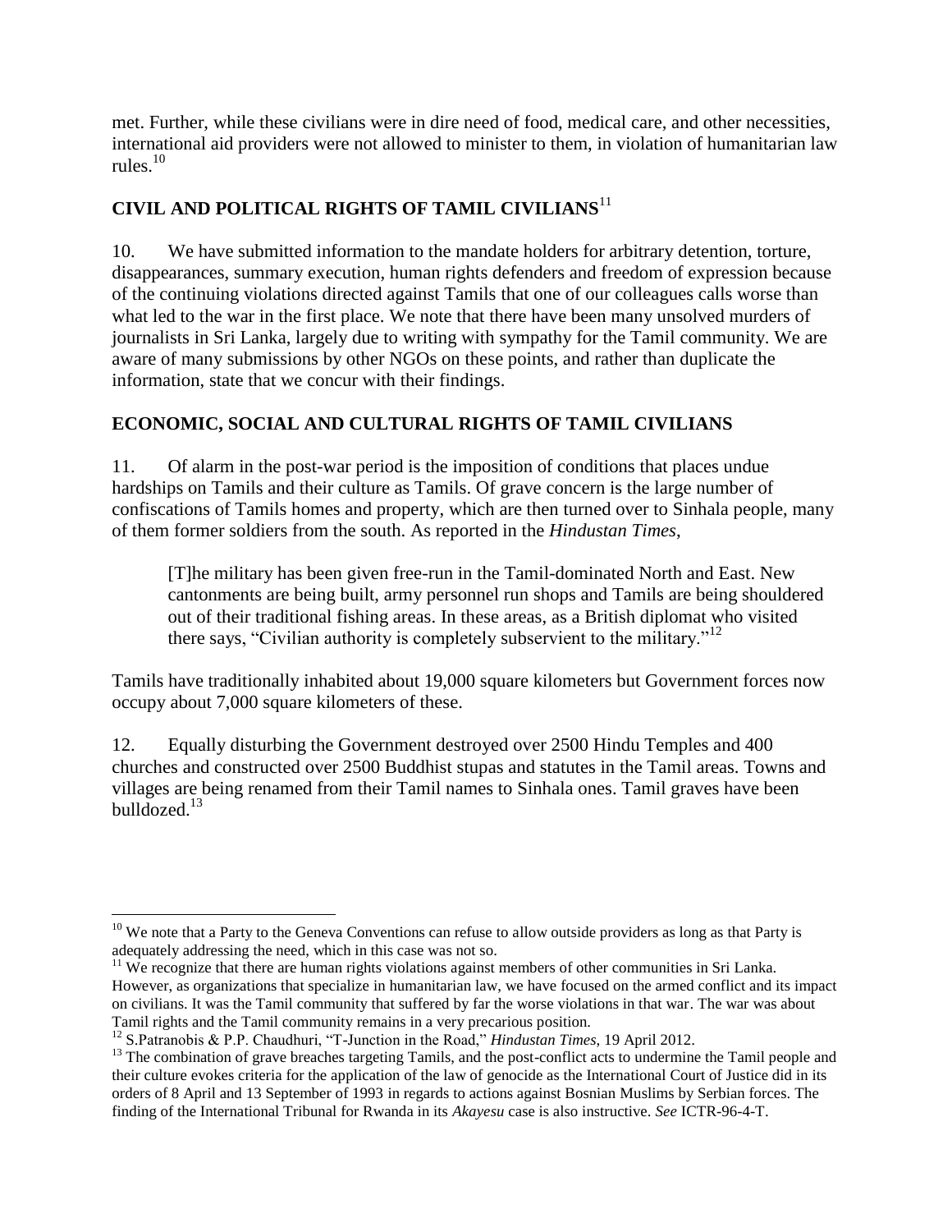met. Further, while these civilians were in dire need of food, medical care, and other necessities, international aid providers were not allowed to minister to them, in violation of humanitarian law rules.[10]

## CIVIL AND POLITICAL RIGHTS OF TAMIL CIVILIANS[11]

10. We have submitted information to the mandate holders for arbitrary detention, torture, disappearances, summary execution, human rights defenders and freedom of expression because of the continuing violations directed against Tamils that one of our colleagues calls worse than what led to the war in the first place. We note that there have been many unsolved murders of journalists in Sri Lanka, largely due to writing with sympathy for the Tamil community. We are aware of many submissions by other NGOs on these points, and rather than duplicate the information, state that we concur with their findings.

## ECONOMIC, SOCIAL AND CULTURAL RIGHTS OF TAMIL CIVILIANS

11. Of alarm in the post-war period is the imposition of conditions that places undue hardships on Tamils and their culture as Tamils. Of grave concern is the large number of confiscations of Tamils homes and property, which are then turned over to Sinhala people, many of them former soldiers from the south. As reported in the *Hindustan Times*,

> [T]he military has been given free-run in the Tamil-dominated North and East. New cantonments are being built, army personnel run shops and Tamils are being shouldered out of their traditional fishing areas. In these areas, as a British diplomat who visited there says, "Civilian authority is completely subservient to the military."[12]

Tamils have traditionally inhabited about 19,000 square kilometers but Government forces now occupy about 7,000 square kilometers of these.

12. Equally disturbing the Government destroyed over 2500 Hindu Temples and 400 churches and constructed over 2500 Buddhist stupas and statutes in the Tamil areas. Towns and villages are being renamed from their Tamil names to Sinhala ones. Tamil graves have been bulldozed.[13]

---

[10] We note that a Party to the Geneva Conventions can refuse to allow outside providers as long as that Party is adequately addressing the need, which in this case was not so.

[11] We recognize that there are human rights violations against members of other communities in Sri Lanka. However, as organizations that specialize in humanitarian law, we have focused on the armed conflict and its impact on civilians. It was the Tamil community that suffered by far the worse violations in that war. The war was about Tamil rights and the Tamil community remains in a very precarious position.

[12] S.Patranobis & P.P. Chaudhuri, "T-Junction in the Road," *Hindustan Times,* 19 April 2012.

[13] The combination of grave breaches targeting Tamils, and the post-conflict acts to undermine the Tamil people and their culture evokes criteria for the application of the law of genocide as the International Court of Justice did in its orders of 8 April and 13 September of 1993 in regards to actions against Bosnian Muslims by Serbian forces. The finding of the International Tribunal for Rwanda in its *Akayesu* case is also instructive. *See* ICTR-96-4-T.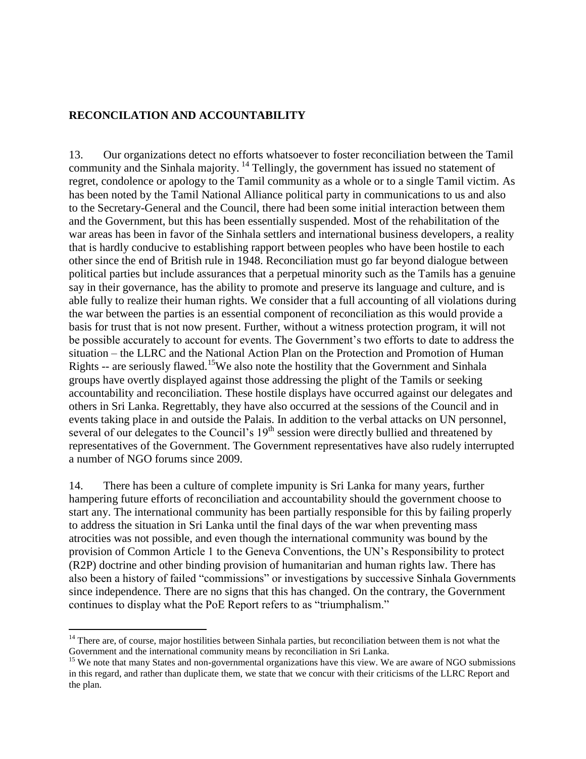**RECONCILATION AND ACCOUNTABILITY**

13. Our organizations detect no efforts whatsoever to foster reconciliation between the Tamil community and the Sinhala majority. [14] Tellingly, the government has issued no statement of regret, condolence or apology to the Tamil community as a whole or to a single Tamil victim. As has been noted by the Tamil National Alliance political party in communications to us and also to the Secretary-General and the Council, there had been some initial interaction between them and the Government, but this has been essentially suspended. Most of the rehabilitation of the war areas has been in favor of the Sinhala settlers and international business developers, a reality that is hardly conducive to establishing rapport between peoples who have been hostile to each other since the end of British rule in 1948. Reconciliation must go far beyond dialogue between political parties but include assurances that a perpetual minority such as the Tamils has a genuine say in their governance, has the ability to promote and preserve its language and culture, and is able fully to realize their human rights. We consider that a full accounting of all violations during the war between the parties is an essential component of reconciliation as this would provide a basis for trust that is not now present. Further, without a witness protection program, it will not be possible accurately to account for events. The Government's two efforts to date to address the situation – the LLRC and the National Action Plan on the Protection and Promotion of Human Rights -- are seriously flawed.[15] We also note the hostility that the Government and Sinhala groups have overtly displayed against those addressing the plight of the Tamils or seeking accountability and reconciliation. These hostile displays have occurred against our delegates and others in Sri Lanka. Regrettably, they have also occurred at the sessions of the Council and in events taking place in and outside the Palais. In addition to the verbal attacks on UN personnel, several of our delegates to the Council's 19th session were directly bullied and threatened by representatives of the Government. The Government representatives have also rudely interrupted a number of NGO forums since 2009.

14. There has been a culture of complete impunity is Sri Lanka for many years, further hampering future efforts of reconciliation and accountability should the government choose to start any. The international community has been partially responsible for this by failing properly to address the situation in Sri Lanka until the final days of the war when preventing mass atrocities was not possible, and even though the international community was bound by the provision of Common Article 1 to the Geneva Conventions, the UN's Responsibility to protect (R2P) doctrine and other binding provision of humanitarian and human rights law. There has also been a history of failed "commissions" or investigations by successive Sinhala Governments since independence. There are no signs that this has changed. On the contrary, the Government continues to display what the PoE Report refers to as "triumphalism."

---

[14] There are, of course, major hostilities between Sinhala parties, but reconciliation between them is not what the Government and the international community means by reconciliation in Sri Lanka.

[15] We note that many States and non-governmental organizations have this view. We are aware of NGO submissions in this regard, and rather than duplicate them, we state that we concur with their criticisms of the LLRC Report and the plan.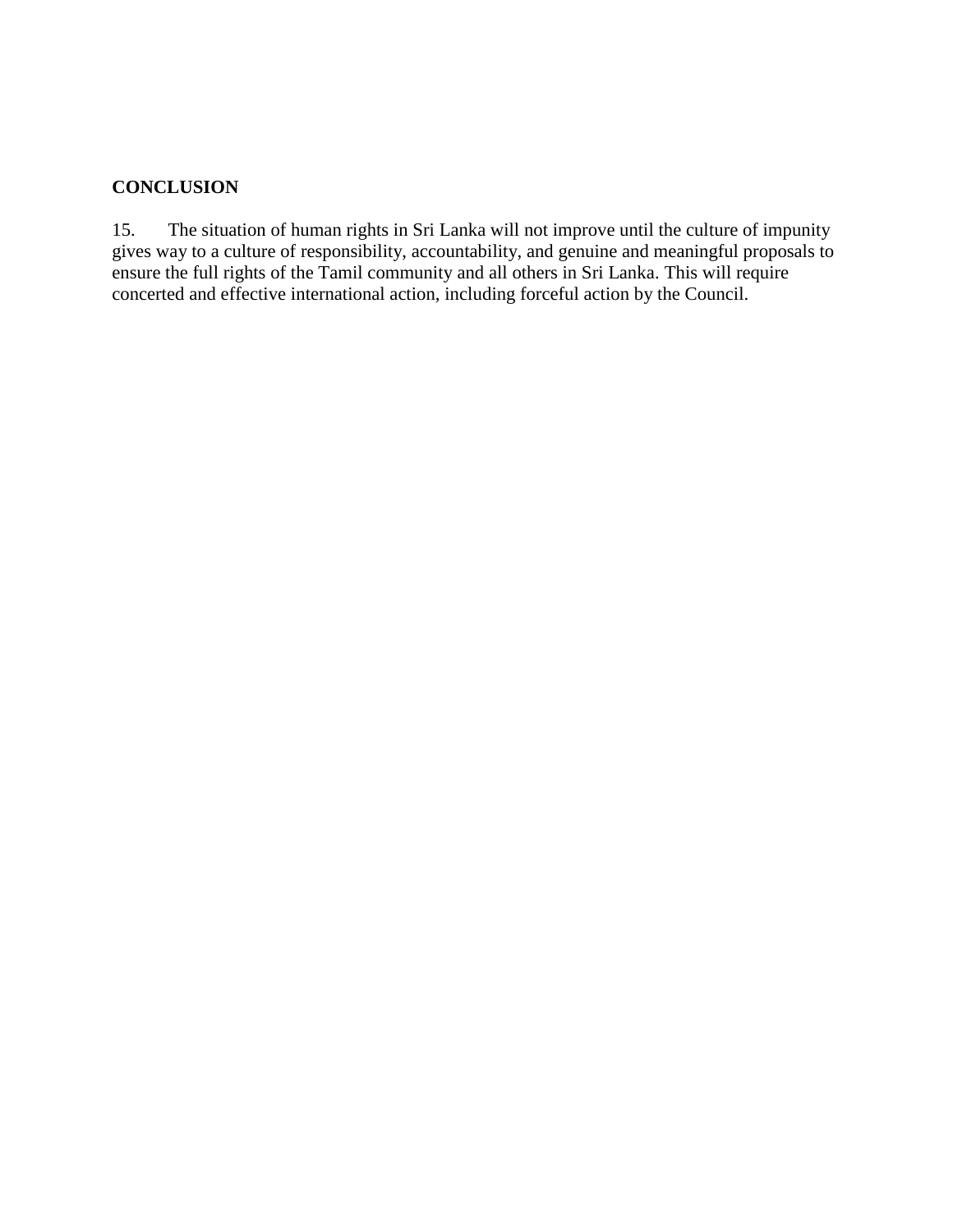## CONCLUSION

15. The situation of human rights in Sri Lanka will not improve until the culture of impunity gives way to a culture of responsibility, accountability, and genuine and meaningful proposals to ensure the full rights of the Tamil community and all others in Sri Lanka. This will require concerted and effective international action, including forceful action by the Council.